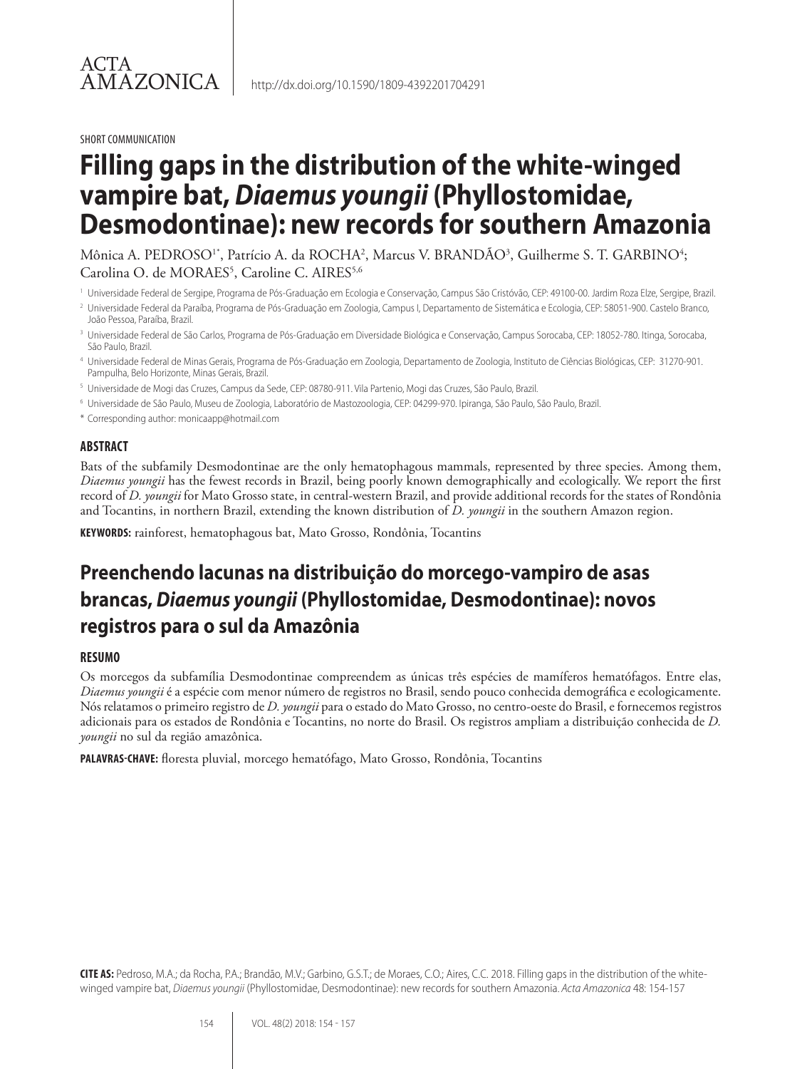ACTA AMAZONICA

http://dx.doi.org/10.1590/1809-4392201704291

SHORT COMMUNICATION

# Filling gaps in the distribution of the white-winged vampire bat, *Diaemus youngii* (Phyllostomidae, Desmodontinae): new records for southern Amazonia

Mônica A. PEDROSO[1*], Patrício A. da ROCHA[2], Marcus V. BRANDÃO[3], Guilherme S. T. GARBINO[4]; Carolina O. de MORAES[5], Caroline C. AIRES[5,6]

[1] Universidade Federal de Sergipe, Programa de Pós-Graduação em Ecologia e Conservação, Campus São Cristóvão, CEP: 49100-00. Jardim Roza Elze, Sergipe, Brazil.

[2] Universidade Federal da Paraíba, Programa de Pós-Graduação em Zoologia, Campus I, Departamento de Sistemática e Ecologia, CEP: 58051-900. Castelo Branco, João Pessoa, Paraíba, Brazil.

[3] Universidade Federal de São Carlos, Programa de Pós-Graduação em Diversidade Biológica e Conservação, Campus Sorocaba, CEP: 18052-780. Itinga, Sorocaba, São Paulo, Brazil.

[4] Universidade Federal de Minas Gerais, Programa de Pós-Graduação em Zoologia, Departamento de Zoologia, Instituto de Ciências Biológicas, CEP: 31270-901. Pampulha, Belo Horizonte, Minas Gerais, Brazil.

[5] Universidade de Mogi das Cruzes, Campus da Sede, CEP: 08780-911. Vila Partenio, Mogi das Cruzes, São Paulo, Brazil.

[6] Universidade de São Paulo, Museu de Zoologia, Laboratório de Mastozoologia, CEP: 04299-970. Ipiranga, São Paulo, São Paulo, Brazil.

\* Corresponding author: monicaapp@hotmail.com

## ABSTRACT

Bats of the subfamily Desmodontinae are the only hematophagous mammals, represented by three species. Among them, *Diaemus youngii* has the fewest records in Brazil, being poorly known demographically and ecologically. We report the first record of *D. youngii* for Mato Grosso state, in central-western Brazil, and provide additional records for the states of Rondônia and Tocantins, in northern Brazil, extending the known distribution of *D. youngii* in the southern Amazon region.

**KEYWORDS:** rainforest, hematophagous bat, Mato Grosso, Rondônia, Tocantins

# Preenchendo lacunas na distribuição do morcego-vampiro de asas brancas, *Diaemus youngii* (Phyllostomidae, Desmodontinae): novos registros para o sul da Amazônia

## RESUMO

Os morcegos da subfamília Desmodontinae compreendem as únicas três espécies de mamíferos hematófagos. Entre elas, *Diaemus youngii* é a espécie com menor número de registros no Brasil, sendo pouco conhecida demográfica e ecologicamente. Nós relatamos o primeiro registro de *D. youngii* para o estado do Mato Grosso, no centro-oeste do Brasil, e fornecemos registros adicionais para os estados de Rondônia e Tocantins, no norte do Brasil. Os registros ampliam a distribuição conhecida de *D. youngii* no sul da região amazônica.

**PALAVRAS-CHAVE:** floresta pluvial, morcego hematófago, Mato Grosso, Rondônia, Tocantins

**CITE AS:** Pedroso, M.A.; da Rocha, P.A.; Brandão, M.V.; Garbino, G.S.T.; de Moraes, C.O.; Aires, C.C. 2018. Filling gaps in the distribution of the white-winged vampire bat, *Diaemus youngii* (Phyllostomidae, Desmodontinae): new records for southern Amazonia. *Acta Amazonica* 48: 154-157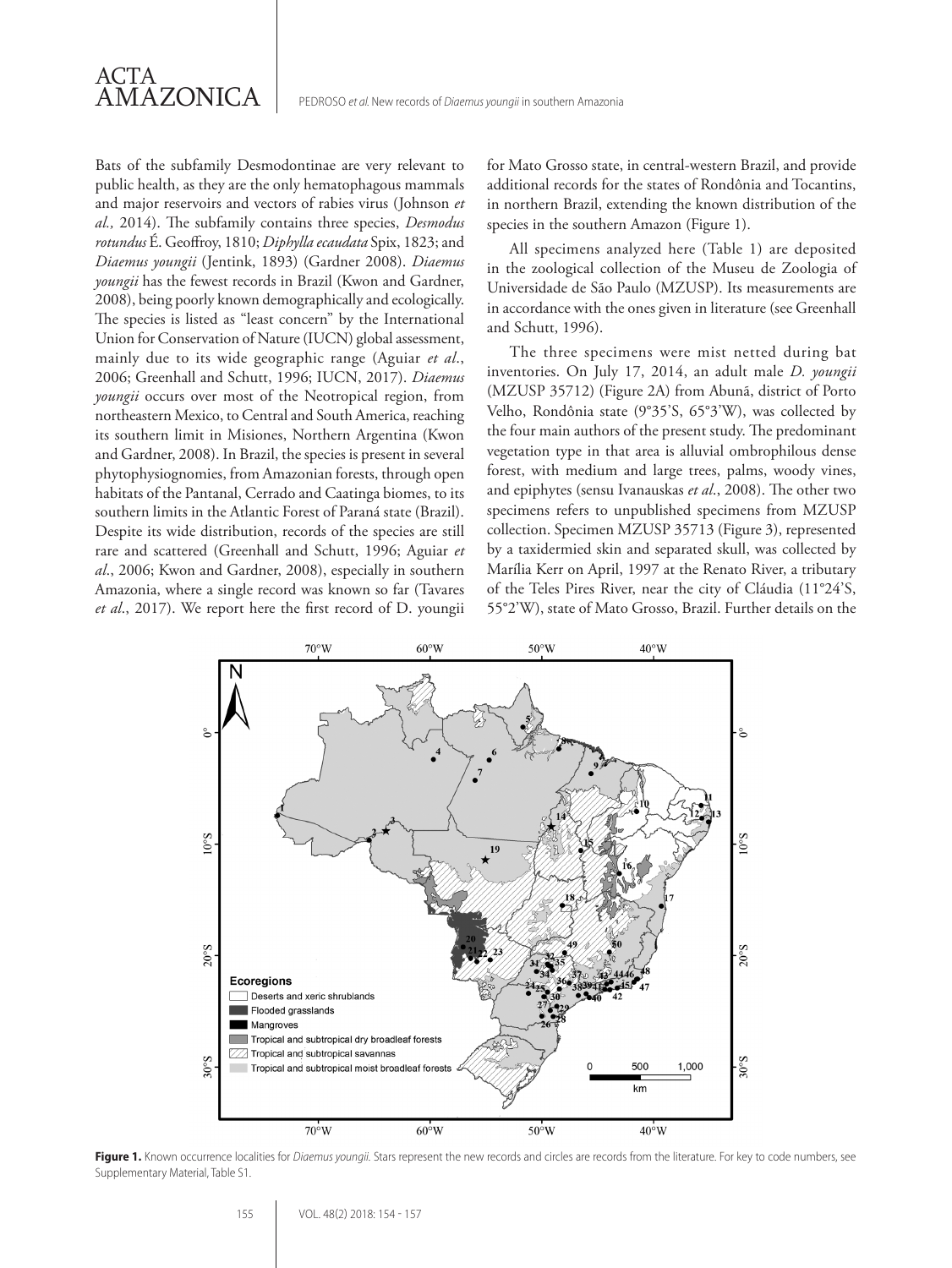Bats of the subfamily Desmodontinae are very relevant to public health, as they are the only hematophagous mammals and major reservoirs and vectors of rabies virus (Johnson *et al.,* 2014). The subfamily contains three species, *Desmodus rotundus* É. Geoffroy, 1810; *Diphylla ecaudata* Spix, 1823; and *Diaemus youngii* (Jentink, 1893) (Gardner 2008). *Diaemus youngii* has the fewest records in Brazil (Kwon and Gardner, 2008), being poorly known demographically and ecologically. The species is listed as "least concern" by the International Union for Conservation of Nature (IUCN) global assessment, mainly due to its wide geographic range (Aguiar *et al*., 2006; Greenhall and Schutt, 1996; IUCN, 2017). *Diaemus youngii* occurs over most of the Neotropical region, from northeastern Mexico, to Central and South America, reaching its southern limit in Misiones, Northern Argentina (Kwon and Gardner, 2008). In Brazil, the species is present in several phytophysiognomies, from Amazonian forests, through open habitats of the Pantanal, Cerrado and Caatinga biomes, to its southern limits in the Atlantic Forest of Paraná state (Brazil). Despite its wide distribution, records of the species are still rare and scattered (Greenhall and Schutt, 1996; Aguiar *et al*., 2006; Kwon and Gardner, 2008), especially in southern Amazonia, where a single record was known so far (Tavares *et al*., 2017). We report here the first record of D. youngii for Mato Grosso state, in central-western Brazil, and provide additional records for the states of Rondônia and Tocantins, in northern Brazil, extending the known distribution of the species in the southern Amazon (Figure 1).

All specimens analyzed here (Table 1) are deposited in the zoological collection of the Museu de Zoologia of Universidade de São Paulo (MZUSP). Its measurements are in accordance with the ones given in literature (see Greenhall and Schutt, 1996).

The three specimens were mist netted during bat inventories. On July 17, 2014, an adult male *D. youngii* (MZUSP 35712) (Figure 2A) from Abunã, district of Porto Velho, Rondônia state (9°35'S, 65°3'W), was collected by the four main authors of the present study. The predominant vegetation type in that area is alluvial ombrophilous dense forest, with medium and large trees, palms, woody vines, and epiphytes (sensu Ivanauskas *et al*., 2008). The other two specimens refers to unpublished specimens from MZUSP collection. Specimen MZUSP 35713 (Figure 3), represented by a taxidermied skin and separated skull, was collected by Marília Kerr on April, 1997 at the Renato River, a tributary of the Teles Pires River, near the city of Cláudia (11°24'S, 55°2'W), state of Mato Grosso, Brazil. Further details on the

**Figure 1.** Known occurrence localities for *Diaemus youngii.* Stars represent the new records and circles are records from the literature. For key to code numbers, see Supplementary Material, Table S1.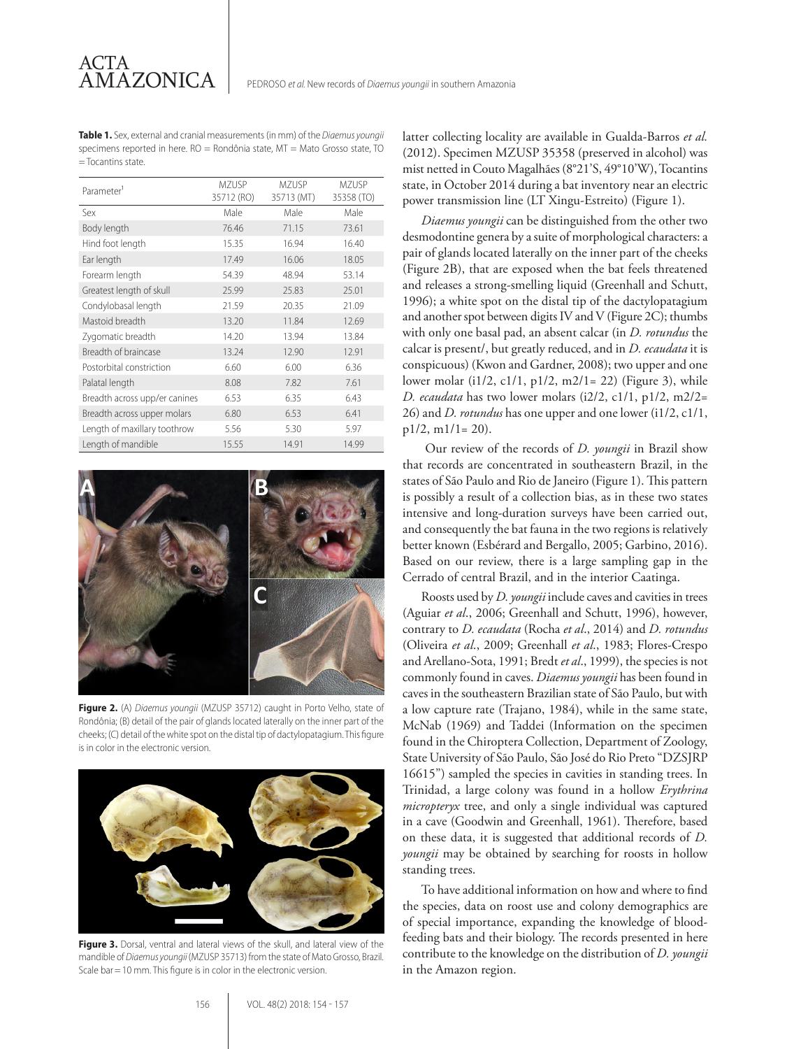**Table 1.** Sex, external and cranial measurements (in mm) of the *Diaemus youngii* specimens reported in here. RO = Rondônia state, MT = Mato Grosso state, TO = Tocantins state.

| Parameter[1] | MZUSP 35712 (RO) | MZUSP 35713 (MT) | MZUSP 35358 (TO) |
|---|---|---|---|
| Sex | Male | Male | Male |
| Body length | 76.46 | 71.15 | 73.61 |
| Hind foot length | 15.35 | 16.94 | 16.40 |
| Ear length | 17.49 | 16.06 | 18.05 |
| Forearm length | 54.39 | 48.94 | 53.14 |
| Greatest length of skull | 25.99 | 25.83 | 25.01 |
| Condylobasal length | 21.59 | 20.35 | 21.09 |
| Mastoid breadth | 13.20 | 11.84 | 12.69 |
| Zygomatic breadth | 14.20 | 13.94 | 13.84 |
| Breadth of braincase | 13.24 | 12.90 | 12.91 |
| Postorbital constriction | 6.60 | 6.00 | 6.36 |
| Palatal length | 8.08 | 7.82 | 7.61 |
| Breadth across upp/er canines | 6.53 | 6.35 | 6.43 |
| Breadth across upper molars | 6.80 | 6.53 | 6.41 |
| Length of maxillary toothrow | 5.56 | 5.30 | 5.97 |
| Length of mandible | 15.55 | 14.91 | 14.99 |

**Figure 2.** (A) *Diaemus youngii* (MZUSP 35712) caught in Porto Velho, state of Rondônia; (B) detail of the pair of glands located laterally on the inner part of the cheeks; (C) detail of the white spot on the distal tip of dactylopatagium. This figure is in color in the electronic version.

**Figure 3.** Dorsal, ventral and lateral views of the skull, and lateral view of the mandible of *Diaemus youngii* (MZUSP 35713) from the state of Mato Grosso, Brazil. Scale bar = 10 mm. This figure is in color in the electronic version.

latter collecting locality are available in Gualda-Barros *et al.* (2012). Specimen MZUSP 35358 (preserved in alcohol) was mist netted in Couto Magalhães (8°21'S, 49°10'W), Tocantins state, in October 2014 during a bat inventory near an electric power transmission line (LT Xingu-Estreito) (Figure 1).

*Diaemus youngii* can be distinguished from the other two desmodontine genera by a suite of morphological characters: a pair of glands located laterally on the inner part of the cheeks (Figure 2B), that are exposed when the bat feels threatened and releases a strong-smelling liquid (Greenhall and Schutt, 1996); a white spot on the distal tip of the dactylopatagium and another spot between digits IV and V (Figure 2C); thumbs with only one basal pad, an absent calcar (in *D. rotundus* the calcar is present/, but greatly reduced, and in *D. ecaudata* it is conspicuous) (Kwon and Gardner, 2008); two upper and one lower molar (i1/2, c1/1, p1/2, m2/1= 22) (Figure 3), while *D. ecaudata* has two lower molars (i2/2, c1/1, p1/2, m2/2= 26) and *D. rotundus* has one upper and one lower (i1/2, c1/1, p1/2, m1/1= 20).

Our review of the records of *D. youngii* in Brazil show that records are concentrated in southeastern Brazil, in the states of São Paulo and Rio de Janeiro (Figure 1). This pattern is possibly a result of a collection bias, as in these two states intensive and long-duration surveys have been carried out, and consequently the bat fauna in the two regions is relatively better known (Esbérard and Bergallo, 2005; Garbino, 2016). Based on our review, there is a large sampling gap in the Cerrado of central Brazil, and in the interior Caatinga.

Roosts used by *D. youngii* include caves and cavities in trees (Aguiar *et al.*, 2006; Greenhall and Schutt, 1996), however, contrary to *D. ecaudata* (Rocha *et al.*, 2014) and *D. rotundus* (Oliveira *et al.*, 2009; Greenhall *et al.*, 1983; Flores-Crespo and Arellano-Sota, 1991; Bredt *et al.*, 1999), the species is not commonly found in caves. *Diaemus youngii* has been found in caves in the southeastern Brazilian state of São Paulo, but with a low capture rate (Trajano, 1984), while in the same state, McNab (1969) and Taddei (Information on the specimen found in the Chiroptera Collection, Department of Zoology, State University of São Paulo, São José do Rio Preto "DZSJRP 16615") sampled the species in cavities in standing trees. In Trinidad, a large colony was found in a hollow *Erythrina micropteryx* tree, and only a single individual was captured in a cave (Goodwin and Greenhall, 1961). Therefore, based on these data, it is suggested that additional records of *D. youngii* may be obtained by searching for roosts in hollow standing trees.

To have additional information on how and where to find the species, data on roost use and colony demographics are of special importance, expanding the knowledge of blood-feeding bats and their biology. The records presented in here contribute to the knowledge on the distribution of *D. youngii* in the Amazon region.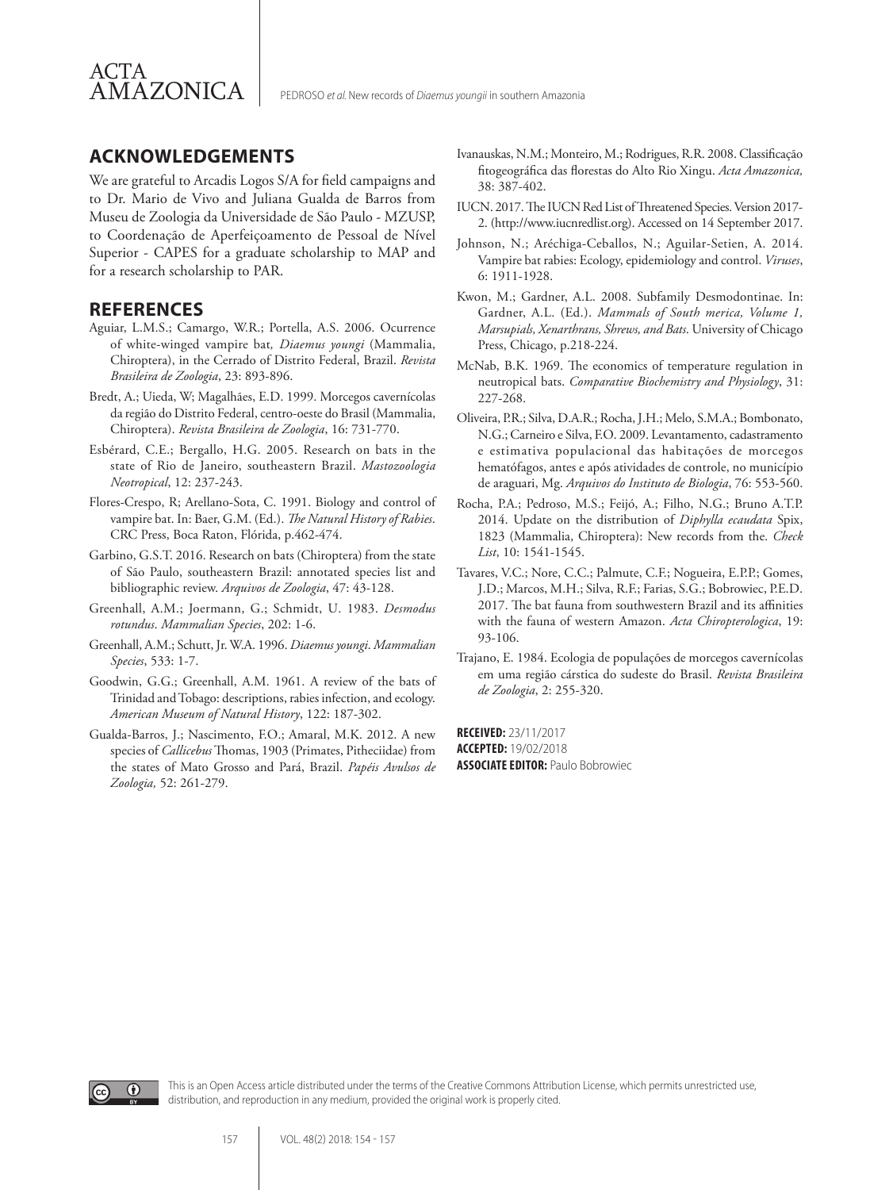## ACKNOWLEDGEMENTS

We are grateful to Arcadis Logos S/A for field campaigns and to Dr. Mario de Vivo and Juliana Gualda de Barros from Museu de Zoologia da Universidade de São Paulo - MZUSP, to Coordenação de Aperfeiçoamento de Pessoal de Nível Superior - CAPES for a graduate scholarship to MAP and for a research scholarship to PAR.

## REFERENCES

Aguiar, L.M.S.; Camargo, W.R.; Portella, A.S. 2006. Ocurrence of white-winged vampire bat*, Diaemus youngi* (Mammalia, Chiroptera), in the Cerrado of Distrito Federal, Brazil. *Revista Brasileira de Zoologia*, 23: 893-896.

Bredt, A.; Uieda, W; Magalhães, E.D. 1999. Morcegos cavernícolas da região do Distrito Federal, centro-oeste do Brasil (Mammalia, Chiroptera). *Revista Brasileira de Zoologia*, 16: 731-770.

Esbérard, C.E.; Bergallo, H.G. 2005. Research on bats in the state of Rio de Janeiro, southeastern Brazil. *Mastozoologia Neotropical*, 12: 237-243.

Flores-Crespo, R; Arellano-Sota, C. 1991. Biology and control of vampire bat. In: Baer, G.M. (Ed.). *The Natural History of Rabies*. CRC Press, Boca Raton, Flórida, p.462-474.

Garbino, G.S.T. 2016. Research on bats (Chiroptera) from the state of São Paulo, southeastern Brazil: annotated species list and bibliographic review. *Arquivos de Zoologia*, 47: 43-128.

Greenhall, A.M.; Joermann, G.; Schmidt, U. 1983. *Desmodus rotundus*. *Mammalian Species*, 202: 1-6.

Greenhall, A.M.; Schutt, Jr. W.A. 1996. *Diaemus youngi*. *Mammalian Species*, 533: 1-7.

Goodwin, G.G.; Greenhall, A.M. 1961. A review of the bats of Trinidad and Tobago: descriptions, rabies infection, and ecology. *American Museum of Natural History*, 122: 187-302.

Gualda-Barros, J.; Nascimento, F.O.; Amaral, M.K. 2012. A new species of *Callicebus* Thomas, 1903 (Primates, Pitheciidae) from the states of Mato Grosso and Pará, Brazil. *Papéis Avulsos de Zoologia,* 52: 261-279.

Ivanauskas, N.M.; Monteiro, M.; Rodrigues, R.R. 2008. Classificação fitogeográfica das florestas do Alto Rio Xingu. *Acta Amazonica,* 38: 387-402.

IUCN. 2017. The IUCN Red List of Threatened Species. Version 2017-2. (http://www.iucnredlist.org). Accessed on 14 September 2017.

Johnson, N.; Aréchiga-Ceballos, N.; Aguilar-Setien, A. 2014. Vampire bat rabies: Ecology, epidemiology and control. *Viruses*, 6: 1911-1928.

Kwon, M.; Gardner, A.L. 2008. Subfamily Desmodontinae. In: Gardner, A.L. (Ed.). *Mammals of South merica, Volume 1, Marsupials, Xenarthrans, Shrews, and Bats*. University of Chicago Press, Chicago, p.218-224.

McNab, B.K. 1969. The economics of temperature regulation in neutropical bats. *Comparative Biochemistry and Physiology*, 31: 227-268.

Oliveira, P.R.; Silva, D.A.R.; Rocha, J.H.; Melo, S.M.A.; Bombonato, N.G.; Carneiro e Silva, F.O. 2009. Levantamento, cadastramento e estimativa populacional das habitações de morcegos hematófagos, antes e após atividades de controle, no município de araguari, Mg. *Arquivos do Instituto de Biologia*, 76: 553-560.

Rocha, P.A.; Pedroso, M.S.; Feijó, A.; Filho, N.G.; Bruno A.T.P. 2014. Update on the distribution of *Diphylla ecaudata* Spix, 1823 (Mammalia, Chiroptera): New records from the. *Check List*, 10: 1541-1545.

Tavares, V.C.; Nore, C.C.; Palmute, C.F.; Nogueira, E.P.P.; Gomes, J.D.; Marcos, M.H.; Silva, R.F.; Farias, S.G.; Bobrowiec, P.E.D. 2017. The bat fauna from southwestern Brazil and its affinities with the fauna of western Amazon. *Acta Chiropterologica*, 19: 93-106.

Trajano, E. 1984. Ecologia de populações de morcegos cavernícolas em uma região cárstica do sudeste do Brasil. *Revista Brasileira de Zoologia*, 2: 255-320.

**RECEIVED:** 23/11/2017
**ACCEPTED:** 19/02/2018
**ASSOCIATE EDITOR:** Paulo Bobrowiec

This is an Open Access article distributed under the terms of the Creative Commons Attribution License, which permits unrestricted use, distribution, and reproduction in any medium, provided the original work is properly cited.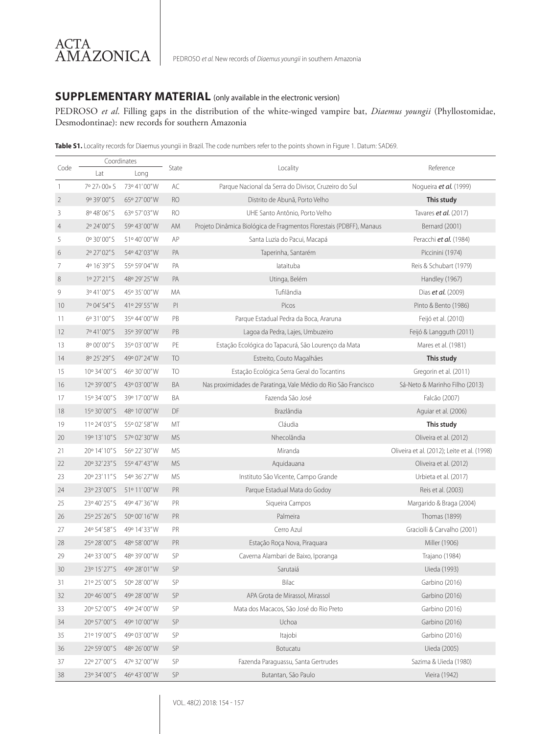## SUPPLEMENTARY MATERIAL (only available in the electronic version)

PEDROSO *et al*. Filling gaps in the distribution of the white-winged vampire bat, *Diaemus youngii* (Phyllostomidae, Desmodontinae): new records for southern Amazonia

**Table S1.** Locality records for Diaemus youngii in Brazil. The code numbers refer to the points shown in Figure 1. Datum: SAD69.

| Code | Coordinates | | State | Locality | Reference |
|---|---|---|---|---|---|
| | Lat | Long | | | |
| 1 | 7º 27› 00» S | 73º 41'00"W | AC | Parque Nacional da Serra do Divisor, Cruzeiro do Sul | Nogueira **et al.** (1999) |
| 2 | 9º 39'00"S | 65º 27'00"W | RO | Distrito de Abunã, Porto Velho | **This study** |
| 3 | 8º 48'06"S | 63º 57'03"W | RO | UHE Santo Antônio, Porto Velho | Tavares **et al.** (2017) |
| 4 | 2º 24'00"S | 59º 43'00"W | AM | Projeto Dinâmica Biológica de Fragmentos Florestais (PDBFF), Manaus | Bernard (2001) |
| 5 | 0º 30'00"S | 51º 40'00"W | AP | Santa Luzia do Pacui, Macapá | Peracchi **et al.** (1984) |
| 6 | 2º 27'02"S | 54º 42'03"W | PA | Taperinha, Santarém | Piccinini (1974) |
| 7 | 4º 16'39"S | 55º 59'04"W | PA | Iataituba | Reis & Schubart (1979) |
| 8 | 1º 27'21"S | 48º 29'25"W | PA | Utinga, Belém | Handley (1967) |
| 9 | 3º 41'00"S | 45º 35'00"W | MA | Tufilândia | Dias **et al.** (2009) |
| 10 | 7º 04'54"S | 41º 29'55"W | PI | Picos | Pinto & Bento (1986) |
| 11 | 6º 31'00"S | 35º 44'00"W | PB | Parque Estadual Pedra da Boca, Araruna | Feijó et al. (2010) |
| 12 | 7º 41'00"S | 35º 39'00"W | PB | Lagoa da Pedra, Lajes, Umbuzeiro | Feijó & Langguth (2011) |
| 13 | 8º 00'00"S | 35º 03'00"W | PE | Estação Ecológica do Tapacurá, São Lourenço da Mata | Mares et al. (1981) |
| 14 | 8º 25'29"S | 49º 07'24"W | TO | Estreito, Couto Magalhães | **This study** |
| 15 | 10º 34'00"S | 46º 30'00"W | TO | Estação Ecológica Serra Geral do Tocantins | Gregorin et al. (2011) |
| 16 | 12º 39'00"S | 43º 03'00"W | BA | Nas proximidades de Paratinga, Vale Médio do Rio São Francisco | Sá-Neto & Marinho Filho (2013) |
| 17 | 15º 34'00"S | 39º 17'00"W | BA | Fazenda São José | Falcão (2007) |
| 18 | 15º 30'00"S | 48º 10'00"W | DF | Brazlândia | Aguiar et al. (2006) |
| 19 | 11º 24'03"S | 55º 02'58"W | MT | Cláudia | **This study** |
| 20 | 19º 13'10"S | 57º 02'30"W | MS | Nhecolândia | Oliveira et al. (2012) |
| 21 | 20º 14'10"S | 56º 22'30"W | MS | Miranda | Oliveira et al. (2012); Leite et al. (1998) |
| 22 | 20º 32'23"S | 55º 47'43"W | MS | Aquidauana | Oliveira et al. (2012) |
| 23 | 20º 23'11"S | 54º 36'27"W | MS | Instituto São Vicente, Campo Grande | Urbieta et al. (2017) |
| 24 | 23º 23'00"S | 51º 11'00"W | PR | Parque Estadual Mata do Godoy | Reis et al. (2003) |
| 25 | 23º 40'25"S | 49º 47'36"W | PR | Siqueira Campos | Margarido & Braga (2004) |
| 26 | 25º 25'26"S | 50º 00'16"W | PR | Palmeira | Thomas (1899) |
| 27 | 24º 54'58"S | 49º 14'33"W | PR | Cerro Azul | Graciolli & Carvalho (2001) |
| 28 | 25º 28'00"S | 48º 58'00"W | PR | Estação Roça Nova, Piraquara | Miller (1906) |
| 29 | 24º 33'00"S | 48º 39'00"W | SP | Caverna Alambari de Baixo, Iporanga | Trajano (1984) |
| 30 | 23º 15'27"S | 49º 28'01"W | SP | Sarutaiá | Uieda (1993) |
| 31 | 21º 25'00"S | 50º 28'00"W | SP | Bilac | Garbino (2016) |
| 32 | 20º 46'00"S | 49º 28'00"W | SP | APA Grota de Mirassol, Mirassol | Garbino (2016) |
| 33 | 20º 52'00"S | 49º 24'00"W | SP | Mata dos Macacos, São José do Rio Preto | Garbino (2016) |
| 34 | 20º 57'00"S | 49º 10'00"W | SP | Uchoa | Garbino (2016) |
| 35 | 21º 19'00"S | 49º 03'00"W | SP | Itajobi | Garbino (2016) |
| 36 | 22º 59'00"S | 48º 26'00"W | SP | Botucatu | Uieda (2005) |
| 37 | 22º 27'00"S | 47º 32'00"W | SP | Fazenda Paraguassu, Santa Gertrudes | Sazima & Uieda (1980) |
| 38 | 23º 34'00"S | 46º 43'00"W | SP | Butantan, São Paulo | Vieira (1942) |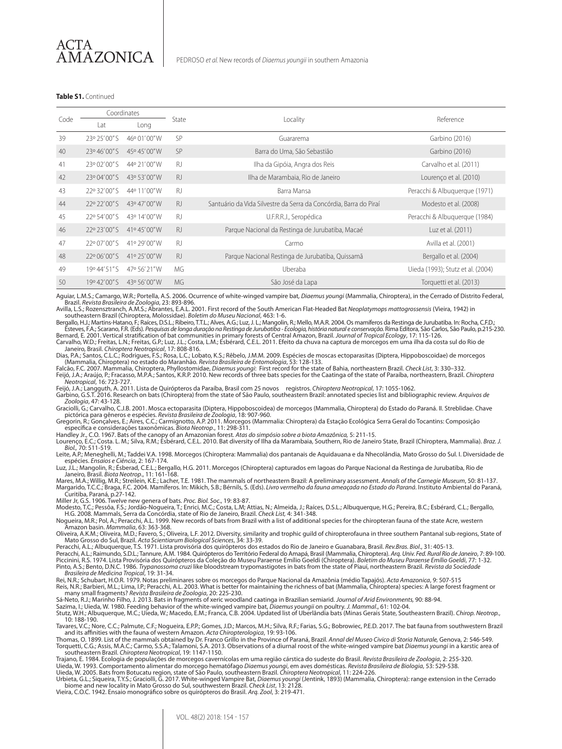**Table S1.** Continued

| Code | Coordinates | | State | Locality | Reference |
|---|---|---|---|---|---|
| | Lat | Long | | | |
| 39 | 23º 25′00″S | 46º 01′00″W | SP | Guararema | Garbino (2016) |
| 40 | 23º 46′00″S | 45º 45′00″W | SP | Barra do Uma, São Sebastião | Garbino (2016) |
| 41 | 23º 02′00″S | 44º 21′00″W | RJ | Ilha da Gipóia, Angra dos Reis | Carvalho et al. (2011) |
| 42 | 23º 04′00″S | 43º 53′00″W | RJ | Ilha de Marambaia, Rio de Janeiro | Lourenço et al. (2010) |
| 43 | 22º 32′00″S | 44º 11′00″W | RJ | Barra Mansa | Peracchi & Albuquerque (1971) |
| 44 | 22º 22′00″S | 43º 47′00″W | RJ | Santuário da Vida Silvestre da Serra da Concórdia, Barra do Piraí | Modesto et al. (2008) |
| 45 | 22º 54′00″S | 43º 14′00″W | RJ | U.F.R.R.J., Seropédica | Peracchi & Albuquerque (1984) |
| 46 | 22º 23′00″S | 41º 45′00″W | RJ | Parque Nacional da Restinga de Jurubatiba, Macaé | Luz et al. (2011) |
| 47 | 22º 07′00″S | 41º 29′00″W | RJ | Carmo | Avilla et al. (2001) |
| 48 | 22º 06′00″S | 41º 25′00″W | RJ | Parque Nacional Restinga de Jurubatiba, Quissamã | Bergallo et al. (2004) |
| 49 | 19º 44′51″S | 47º 56′21″W | MG | Uberaba | Uieda (1993); Stutz et al. (2004) |
| 50 | 19º 42′00″S | 43º 56′00″W | MG | São José da Lapa | Torquetti et al. (2013) |

Aguiar, L.M.S.; Camargo, W.R.; Portella, A.S. 2006. Ocurrence of white-winged vampire bat, *Diaemus youngi* (Mammalia, Chiroptera), in the Cerrado of Distrito Federal, Brazil. *Revista Brasileira de Zoologia*, 23: 893-896.

Avilla, L.S.; Rozensztranch, A.M.S.; Abrantes, E.A.L. 2001. First record of the South American Flat-Headed Bat *Neoplatymops mattogrossensis* (Vieira, 1942) in southeastern Brazil (Chiroptera, Molossidae). *Boletim do Museu Nacional*, 463: 1-6.

Bergallo, H.J.; Martins-Hatano, F.; Raíces, D.S.L.; Ribeiro, T.T.L.; Alves, A.G.; Luz, J. L.; Mangolin, R.; Mello, M.A.R. 2004. Os mamíferos da Restinga de Jurubatiba. In: Rocha, C.F.D.; Esteves, F.A.; Scarano, F.R. (Eds). *Pesquisas de longa duração na Restinga de Jurubatiba - Ecologia, história natural e conservação*. Rima Editora, São Carlos, São Paulo, p.215-230.

Bernard, E. 2001. Vertical stratification of bat communities in primary forests of Central Amazon, Brazil. *Journal of Tropical Ecology*, 17: 115-126.

Carvalho, W.D.; Freitas, L.N.; Freitas, G.P.; Luz, J.L.; Costa, L.M.; Esbérard, C.E.L. 2011. Efeito da chuva na captura de morcegos em uma ilha da costa sul do Rio de Janeiro, Brasil. *Chiroptera Neotropical*, 17: 808-816.

Dias, P.A.; Santos, C.L.C.; Rodrigues, F.S.; Rosa, L.C.; Lobato, K.S.; Rêbelo, J.M.M. 2009. Espécies de moscas ectoparasitas (Diptera, Hippoboscoidae) de morcegos (Mammalia, Chiroptera) no estado do Maranhão. *Revista Brasileira de Entomologia*, 53: 128-133.

Falcão, F.C. 2007. Mammalia, Chiroptera, Phyllostomidae, *Diaemus youngi*: First record for the state of Bahia, northeastern Brazil. *Check List*, 3: 330–332.

Feijó, J.A.; Araújo, P.; Fracasso, M.P.A.; Santos, K.R.P. 2010. New records of three bats species for the Caatinga of the state of Paraíba, northeastern, Brazil. *Chiroptera Neotropical*, 16: 723-727.

Feijó, J.A.; Langguth, A. 2011. Lista de Quirópteros da Paraíba, Brasil com 25 novos registros. *Chiroptera Neotropical*, 17: 1055-1062.

Garbino, G.S.T. 2016. Research on bats (Chiroptera) from the state of São Paulo, southeastern Brazil: annotated species list and bibliographic review. *Arquivos de Zoologia*, 47: 43-128.

Graciolli, G.; Carvalho, C.J.B. 2001. Mosca ectoparasita (Diptera, Hippoboscoidea) de morcegos (Mammalia, Chiroptera) do Estado do Paraná. II. Streblidae. Chave pictórica para gêneros e espécies. *Revista Brasileira de Zoologia*, 18: 907-960.

Gregorin, R.; Gonçalves, E.; Aires, C.C.; Carmignotto, A.P. 2011. Morcegos (Mammalia: Chiroptera) da Estação Ecológica Serra Geral do Tocantins: Composição específica e considerações taxonômicas. *Biota Neotrop*., 11: 298-311.

Handley Jr., C.O. 1967. Bats of the canopy of an Amazonian forest. *Atas do simpósio sobre a biota Amazônica,* 5: 211-15.

Lourenço, E.C.; Costa. L. M.; Silva, R.M.; Esbérard, C.E.L. 2010. Bat diversity of Ilha da Marambaia, Southern, Rio de Janeiro State, Brazil (Chiroptera, Mammalia). *Braz. J. Biol.,* 70: 511-519.

Leite, A.P.; Meneghelli, M.; Taddei V.A. 1998. Morcegos (Chiroptera: Mammalia) dos pantanais de Aquidauana e da Nhecolândia, Mato Grosso do Sul. I. Diversidade de espécies. *Ensaios e Ciência*, 2: 167-174.

Luz, J.L.; Mangolin, R.; Ésberad, C.E.L.; Bergallo, H.G. 2011. Morcegos (Chiroptera) capturados em lagoas do Parque Nacional da Restinga de Jurubatiba, Rio de Janeiro, Brasil. *Biota Neotrop*., 11: 161-168.

Mares, M.A.; Willig, M.R.; Streilein, K.E.; Lacher, T.E. 1981. The mammals of northeastern Brazil: A preliminary assessment. *Annals of the Carnegie Museum*, 50: 81-137.

Margarido, T.C.C.; Braga, F.C. 2004. Mamíferos. In: Mikich, S.B.; Bérnils, S. (Eds). *Livro vermelho da fauna ameaçada no Estado do Paraná*. Instituto Ambiental do Paraná, Curitiba, Paraná, p.27-142.

Miller Jr, G.S. 1906. Twelve new genera of bats. *Proc. Biol. Soc*., 19: 83-87.

Modesto, T.C.; Pessôa, F.S.; Jordão-Nogueira, T.; Enrici, M.C.; Costa, L.M; Attias, N.; Almeida, J.; Raíces, D.S.L.; Albuquerque, H.G.; Pereira, B.C.; Esbérard, C.L.; Bergallo, H.G. 2008. Mammals, Serra da Concórdia, state of Rio de Janeiro, Brazil. *Check List,* 4: 341-348.

Nogueira, M.R.; Pol, A.; Peracchi, A.L. 1999. New records of bats from Brazil with a list of additional species for the chiropteran fauna of the state Acre, western Amazon basin. *Mammalia*, 63: 363-368.

Oliveira, A.K.M.; Oliveira, M.D.; Favero, S.; Oliveira, L.F. 2012. Diversity, similarity and trophic guild of chiropterofauna in three southern Pantanal sub-regions, State of Mato Grosso do Sul, Brazil. *Acta Scientiarum Biological Sciences*, 34: 33-39.

Peracchi, A.L.; Albuquerque, T.S. 1971. Lista provisória dos quirópteros dos estados do Rio de Janeiro e Guanabara, Brasil. *Rev.Bras. Biol*., 31: 405-13.

Peracchi, A.L.; Raimundo, S.D.L.; Tannure, A.M. 1984. Quirópteros do Território Federal do Amapá, Brasil (Mammalia, Chiroptera). *Arq. Univ. Fed. Rural Rio de Janeiro*, 7: 89-100.

Piccinini, R.S. 1974. Lista Provisória dos Quirópteros da Coleção do Museu Paraense Emílio Goeldi (Chiroptera). *Boletim do Museu Paraense Emílio Goeldi*, 77: 1-32.

Pinto, A.S.; Bento, D.N.C. 1986. *Trypanossoma cruzi* like bloodstream trypomastigotes in bats from the state of Piauí, northeastern Brazil. *Revista da Sociedade Brasileira de Medicina Tropical*, 19: 31-34.

Rei, N.R.; Schubart, H.O.R. 1979. Notas preliminares sobre os morcegos do Parque Nacional da Amazônia (médio Tapajós). *Acta Amazonica*, 9: 507-515

Reis, N.R.; Barbieri, M.L.; Lima, I.P.; Peracchi, A.L. 2003. What is better for maintaining the richness of bat (Mammalia, Chiroptera) species: A large forest fragment or many small fragments? *Revista Brasileira de Zoologia*, 20: 225-230.

Sá-Neto, R.J.; Marinho Filho, J. 2013. Bats in fragments of xeric woodland caatinga in Brazilian semiarid. *Journal of Arid Environments,* 90: 88-94.

Sazima, I.; Uieda, W. 1980. Feeding behavior of the white-winged vampire bat, *Diaemus youngii* on poultry. *J. Mammal*., 61: 102-04.

Stutz, W.H.; Albuquerque, M.C.; Uieda, W.; Macedo, E.M.; Franca, C.B. 2004. Updated list of Uberlândia bats (Minas Gerais State, Southeastern Brazil). *Chirop. Neotrop*., 10: 188-190.

Tavares, V.C.; Nore, C.C.; Palmute, C.F.; Nogueira, E.P.P.; Gomes, J.D.; Marcos, M.H.; Silva, R.F.; Farias, S.G.; Bobrowiec, P.E.D. 2017. The bat fauna from southwestern Brazil and its affinities with the fauna of western Amazon. *Acta Chiropterologica*, 19: 93-106.

Thomas, O. 1899. List of the mammals obtained by Dr. Franco Grillo in the Province of Paraná, Brazil. *Annal del Museo Civico di Storia Naturale,* Genova, 2: 546-549.

Torquetti, C.G.; Assis, M.A.C.; Carmo, S.S.A.; Talamoni, S.A. 2013. Observations of a diurnal roost of the white-winged vampire bat *Diaemus youngii* in a karstic area of southeastern Brazil. *Chiroptera Neotropical*, 19: 1147-1150.

Trajano, E. 1984. Ecologia de populações de morcegos cavernícolas em uma região cárstica do sudeste do Brasil. *Revista Brasileira de Zoologia*, 2: 255-320.

Uieda, W. 1993. Comportamento alimentar do morcego hematófago *Diaemus youngi*, em aves domésticas. *Revista Brasileira de Biologia*, 53: 529-538.

Uieda, W. 2005. Bats from Botucatu region, state of São Paulo, southeastern Brazil. *Chiroptera Neotropical*, 11: 224-226.

Urbieta, G.L.; Siqueira, T.Y.S.; Graciolli, G. 2017. White-winged Vampire Bat, *Diaemus youngii* (Jentink, 1893) (Mammalia, Chiroptera): range extension in the Cerrado biome and new locality in Mato Grosso do Sul, southwestern Brazil. *Check List*, 13: 2128.

Vieira, C.O.C. 1942. Ensaio monográfico sobre os quirópteros do Brasil. *Arq. Zool*, 3: 219-471.